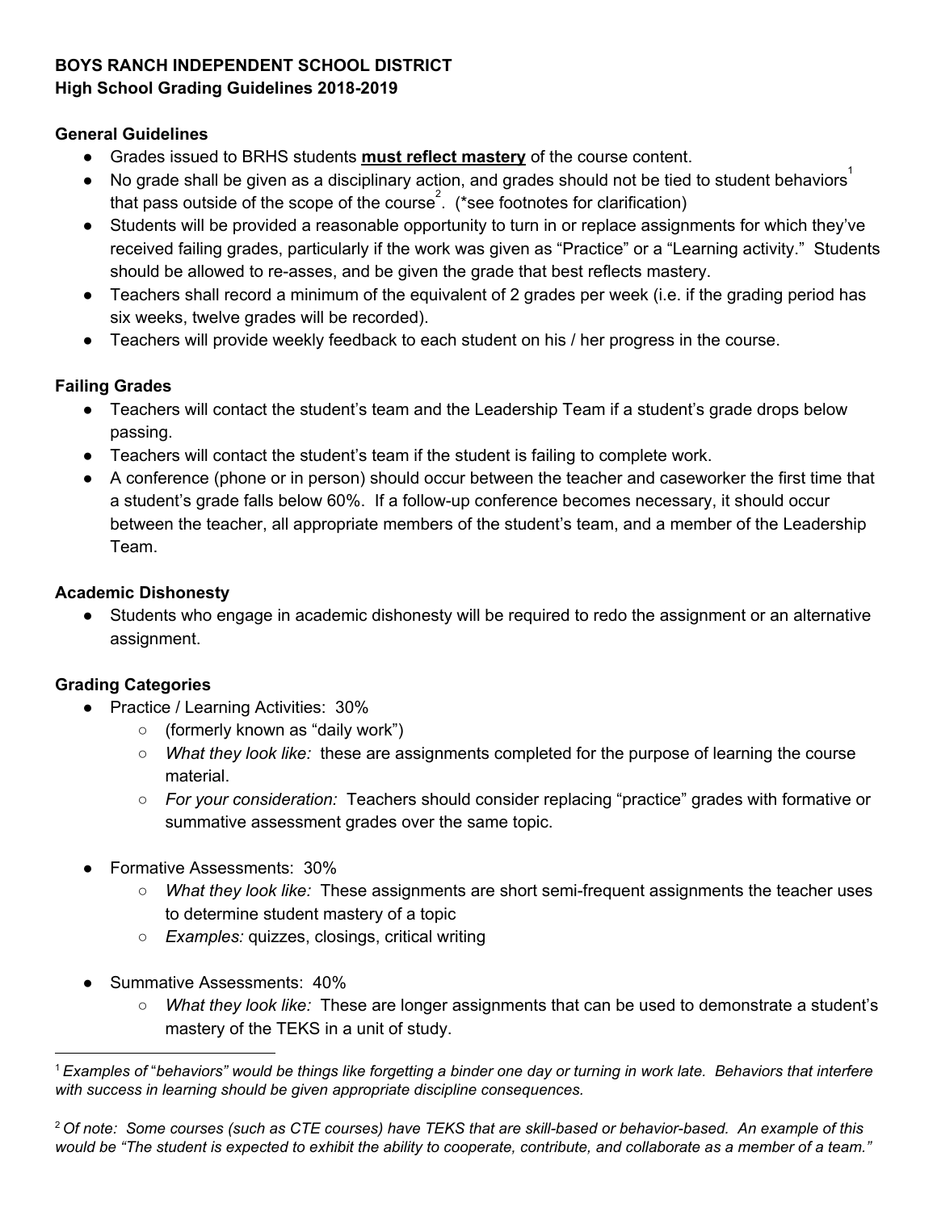**BOYS RANCH INDEPENDENT SCHOOL DISTRICT**
**High School Grading Guidelines 2018-2019**

**General Guidelines**

- Grades issued to BRHS students **<u>must reflect mastery</u>** of the course content.
- No grade shall be given as a disciplinary action, and grades should not be tied to student behaviors[1] that pass outside of the scope of the course[2]. (*see footnotes for clarification)
- Students will be provided a reasonable opportunity to turn in or replace assignments for which they've received failing grades, particularly if the work was given as "Practice" or a "Learning activity." Students should be allowed to re-asses, and be given the grade that best reflects mastery.
- Teachers shall record a minimum of the equivalent of 2 grades per week (i.e. if the grading period has six weeks, twelve grades will be recorded).
- Teachers will provide weekly feedback to each student on his / her progress in the course.

**Failing Grades**

- Teachers will contact the student's team and the Leadership Team if a student's grade drops below passing.
- Teachers will contact the student's team if the student is failing to complete work.
- A conference (phone or in person) should occur between the teacher and caseworker the first time that a student's grade falls below 60%. If a follow-up conference becomes necessary, it should occur between the teacher, all appropriate members of the student's team, and a member of the Leadership Team.

**Academic Dishonesty**

- Students who engage in academic dishonesty will be required to redo the assignment or an alternative assignment.

**Grading Categories**

- Practice / Learning Activities: 30%
  - (formerly known as "daily work")
  - *What they look like:* these are assignments completed for the purpose of learning the course material.
  - *For your consideration:* Teachers should consider replacing "practice" grades with formative or summative assessment grades over the same topic.
- Formative Assessments: 30%
  - *What they look like:* These assignments are short semi-frequent assignments the teacher uses to determine student mastery of a topic
  - *Examples:* quizzes, closings, critical writing
- Summative Assessments: 40%
  - *What they look like:* These are longer assignments that can be used to demonstrate a student's mastery of the TEKS in a unit of study.

---

[1] *Examples of "behaviors" would be things like forgetting a binder one day or turning in work late. Behaviors that interfere with success in learning should be given appropriate discipline consequences.*

[2] *Of note: Some courses (such as CTE courses) have TEKS that are skill-based or behavior-based. An example of this would be "The student is expected to exhibit the ability to cooperate, contribute, and collaborate as a member of a team."*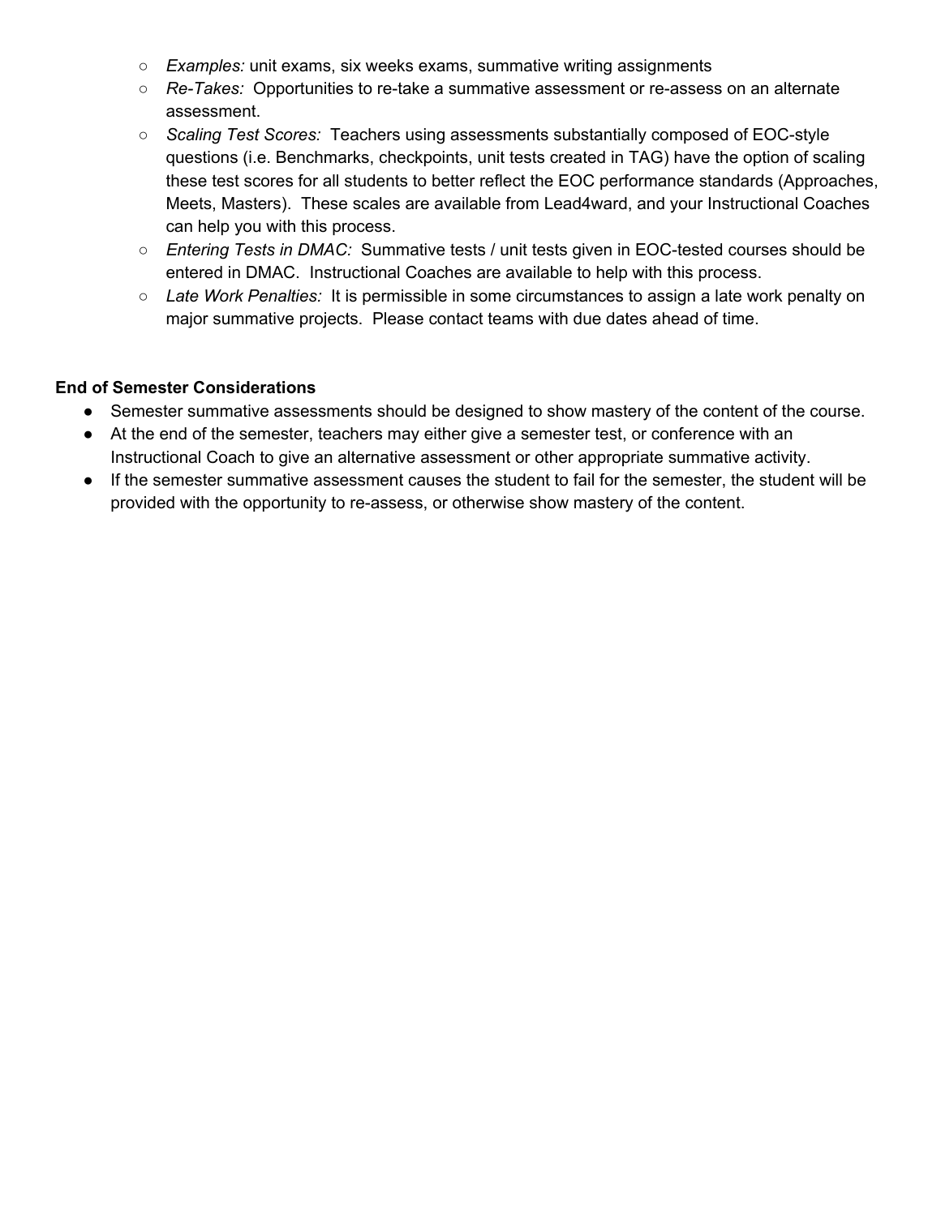- *Examples:* unit exams, six weeks exams, summative writing assignments
  - *Re-Takes:* Opportunities to re-take a summative assessment or re-assess on an alternate assessment.
  - *Scaling Test Scores:* Teachers using assessments substantially composed of EOC-style questions (i.e. Benchmarks, checkpoints, unit tests created in TAG) have the option of scaling these test scores for all students to better reflect the EOC performance standards (Approaches, Meets, Masters). These scales are available from Lead4ward, and your Instructional Coaches can help you with this process.
  - *Entering Tests in DMAC:* Summative tests / unit tests given in EOC-tested courses should be entered in DMAC. Instructional Coaches are available to help with this process.
  - *Late Work Penalties:* It is permissible in some circumstances to assign a late work penalty on major summative projects. Please contact teams with due dates ahead of time.

**End of Semester Considerations**

- Semester summative assessments should be designed to show mastery of the content of the course.
- At the end of the semester, teachers may either give a semester test, or conference with an Instructional Coach to give an alternative assessment or other appropriate summative activity.
- If the semester summative assessment causes the student to fail for the semester, the student will be provided with the opportunity to re-assess, or otherwise show mastery of the content.